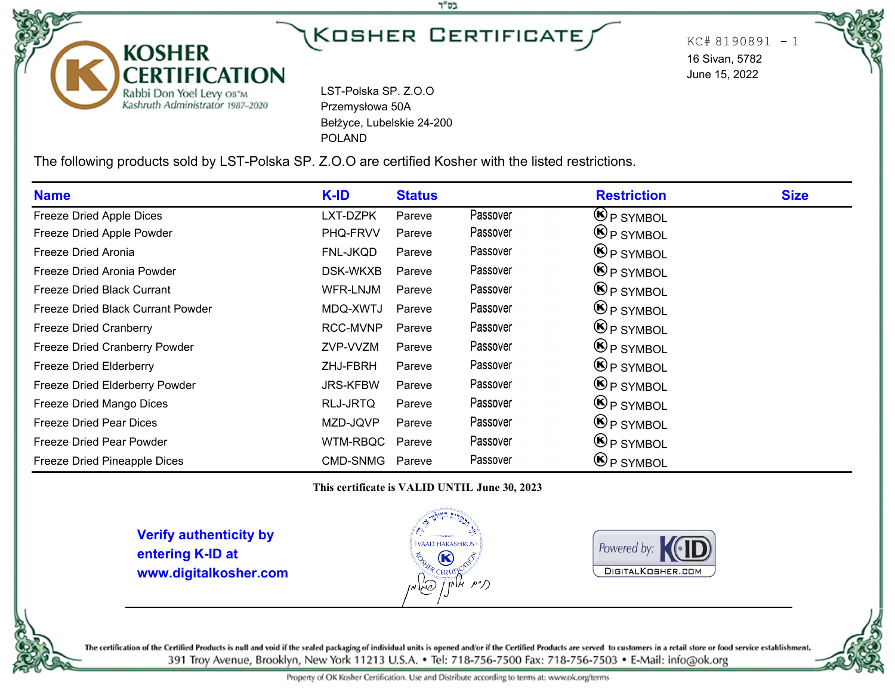בס"ד

# KOSHER CERTIFICATE

KOSHER CERTIFICATION
Rabbi Don Yoel Levy OB"M
Kashruth Administrator 1987–2020

KC# 8190891 - 1
16 Sivan, 5782
June 15, 2022

LST-Polska SP. Z.O.O
Przemysłowa 50A
Bełżyce, Lubelskie 24-200
POLAND

The following products sold by LST-Polska SP. Z.O.O are certified Kosher with the listed restrictions.

| Name | K-ID | Status | | Restriction | Size |
|---|---|---|---|---|---|
| Freeze Dried Apple Dices | LXT-DZPK | Pareve | Passover | Ⓚ P SYMBOL | |
| Freeze Dried Apple Powder | PHQ-FRVV | Pareve | Passover | Ⓚ P SYMBOL | |
| Freeze Dried Aronia | FNL-JKQD | Pareve | Passover | Ⓚ P SYMBOL | |
| Freeze Dried Aronia Powder | DSK-WKXB | Pareve | Passover | Ⓚ P SYMBOL | |
| Freeze Dried Black Currant | WFR-LNJM | Pareve | Passover | Ⓚ P SYMBOL | |
| Freeze Dried Black Currant Powder | MDQ-XWTJ | Pareve | Passover | Ⓚ P SYMBOL | |
| Freeze Dried Cranberry | RCC-MVNP | Pareve | Passover | Ⓚ P SYMBOL | |
| Freeze Dried Cranberry Powder | ZVP-VVZM | Pareve | Passover | Ⓚ P SYMBOL | |
| Freeze Dried Elderberry | ZHJ-FBRH | Pareve | Passover | Ⓚ P SYMBOL | |
| Freeze Dried Elderberry Powder | JRS-KFBW | Pareve | Passover | Ⓚ P SYMBOL | |
| Freeze Dried Mango Dices | RLJ-JRTQ | Pareve | Passover | Ⓚ P SYMBOL | |
| Freeze Dried Pear Dices | MZD-JQVP | Pareve | Passover | Ⓚ P SYMBOL | |
| Freeze Dried Pear Powder | WTM-RBQC | Pareve | Passover | Ⓚ P SYMBOL | |
| Freeze Dried Pineapple Dices | CMD-SNMG | Pareve | Passover | Ⓚ P SYMBOL | |

**This certificate is VALID UNTIL June 30, 2023**

**Verify authenticity by entering K-ID at www.digitalkosher.com**

VAAD HAKASHRUS — KOSHER CERTIFICATION

Powered by: K-ID DIGITALKOSHER.COM

The certification of the Certified Products is null and void if the sealed packaging of individual units is opened and/or if the Certified Products are served to customers in a retail store or food service establishment.

391 Troy Avenue, Brooklyn, New York 11213 U.S.A. • Tel: 718-756-7500 Fax: 718-756-7503 • E-Mail: info@ok.org

Property of OK Kosher Certification. Use and Distribute according to terms at: www.ok.org/terms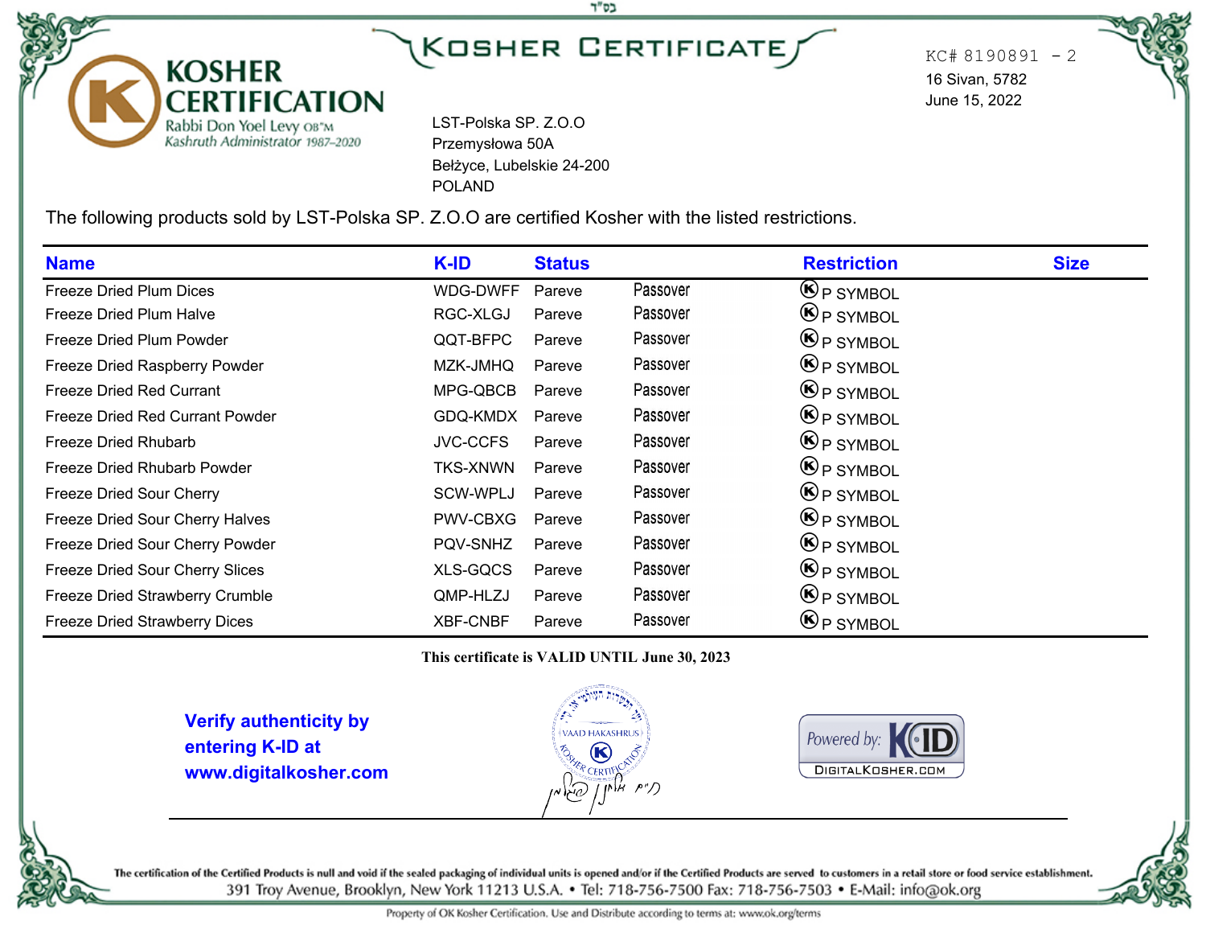בס"ד

# KOSHER CERTIFICATE

**KOSHER CERTIFICATION**
Rabbi Don Yoel Levy OB"M
Kashruth Administrator 1987–2020

LST-Polska SP. Z.O.O
Przemysłowa 50A
Bełżyce, Lubelskie 24-200
POLAND

KC# 8190891 - 2
16 Sivan, 5782
June 15, 2022

The following products sold by LST-Polska SP. Z.O.O are certified Kosher with the listed restrictions.

| Name | K-ID | Status | | Restriction | Size |
|---|---|---|---|---|---|
| Freeze Dried Plum Dices | WDG-DWFF | Pareve | Passover | Ⓚ P SYMBOL | |
| Freeze Dried Plum Halve | RGC-XLGJ | Pareve | Passover | Ⓚ P SYMBOL | |
| Freeze Dried Plum Powder | QQT-BFPC | Pareve | Passover | Ⓚ P SYMBOL | |
| Freeze Dried Raspberry Powder | MZK-JMHQ | Pareve | Passover | Ⓚ P SYMBOL | |
| Freeze Dried Red Currant | MPG-QBCB | Pareve | Passover | Ⓚ P SYMBOL | |
| Freeze Dried Red Currant Powder | GDQ-KMDX | Pareve | Passover | Ⓚ P SYMBOL | |
| Freeze Dried Rhubarb | JVC-CCFS | Pareve | Passover | Ⓚ P SYMBOL | |
| Freeze Dried Rhubarb Powder | TKS-XNWN | Pareve | Passover | Ⓚ P SYMBOL | |
| Freeze Dried Sour Cherry | SCW-WPLJ | Pareve | Passover | Ⓚ P SYMBOL | |
| Freeze Dried Sour Cherry Halves | PWV-CBXG | Pareve | Passover | Ⓚ P SYMBOL | |
| Freeze Dried Sour Cherry Powder | PQV-SNHZ | Pareve | Passover | Ⓚ P SYMBOL | |
| Freeze Dried Sour Cherry Slices | XLS-GQCS | Pareve | Passover | Ⓚ P SYMBOL | |
| Freeze Dried Strawberry Crumble | QMP-HLZJ | Pareve | Passover | Ⓚ P SYMBOL | |
| Freeze Dried Strawberry Dices | XBF-CNBF | Pareve | Passover | Ⓚ P SYMBOL | |

**This certificate is VALID UNTIL June 30, 2023**

**Verify authenticity by entering K-ID at www.digitalkosher.com**

VAAD HAKASHRUS — KOSHER CERTIFICATION

Powered by: K-ID DIGITALKOSHER.COM

The certification of the Certified Products is null and void if the sealed packaging of individual units is opened and/or if the Certified Products are served to customers in a retail store or food service establishment.

391 Troy Avenue, Brooklyn, New York 11213 U.S.A. • Tel: 718-756-7500 Fax: 718-756-7503 • E-Mail: info@ok.org

Property of OK Kosher Certification. Use and Distribute according to terms at: www.ok.org/terms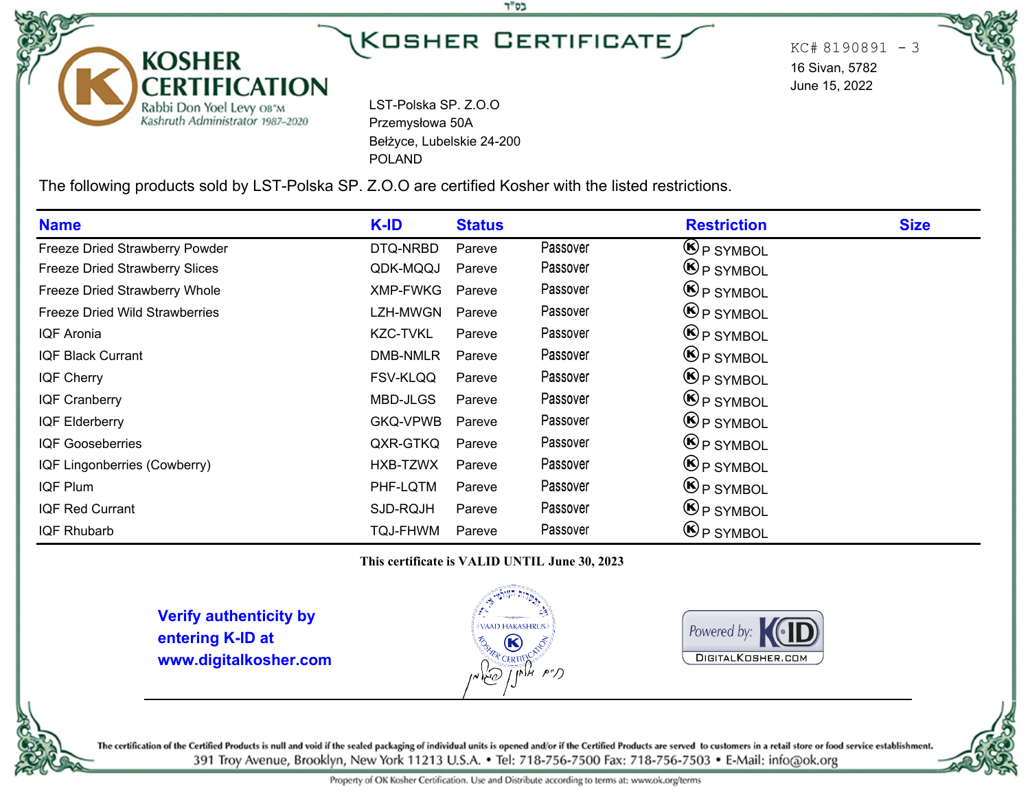בס"ד

# KOSHER CERTIFICATE

KOSHER CERTIFICATION
Rabbi Don Yoel Levy OB"M
Kashruth Administrator 1987–2020

KC# 8190891 - 3
16 Sivan, 5782
June 15, 2022

LST-Polska SP. Z.O.O
Przemysłowa 50A
Bełżyce, Lubelskie 24-200
POLAND

The following products sold by LST-Polska SP. Z.O.O are certified Kosher with the listed restrictions.

| Name | K-ID | Status | | Restriction | Size |
|---|---|---|---|---|---|
| Freeze Dried Strawberry Powder | DTQ-NRBD | Pareve | Passover | Ⓚ P SYMBOL | |
| Freeze Dried Strawberry Slices | QDK-MQQJ | Pareve | Passover | Ⓚ P SYMBOL | |
| Freeze Dried Strawberry Whole | XMP-FWKG | Pareve | Passover | Ⓚ P SYMBOL | |
| Freeze Dried Wild Strawberries | LZH-MWGN | Pareve | Passover | Ⓚ P SYMBOL | |
| IQF Aronia | KZC-TVKL | Pareve | Passover | Ⓚ P SYMBOL | |
| IQF Black Currant | DMB-NMLR | Pareve | Passover | Ⓚ P SYMBOL | |
| IQF Cherry | FSV-KLQQ | Pareve | Passover | Ⓚ P SYMBOL | |
| IQF Cranberry | MBD-JLGS | Pareve | Passover | Ⓚ P SYMBOL | |
| IQF Elderberry | GKQ-VPWB | Pareve | Passover | Ⓚ P SYMBOL | |
| IQF Gooseberries | QXR-GTKQ | Pareve | Passover | Ⓚ P SYMBOL | |
| IQF Lingonberries (Cowberry) | HXB-TZWX | Pareve | Passover | Ⓚ P SYMBOL | |
| IQF Plum | PHF-LQTM | Pareve | Passover | Ⓚ P SYMBOL | |
| IQF Red Currant | SJD-RQJH | Pareve | Passover | Ⓚ P SYMBOL | |
| IQF Rhubarb | TQJ-FHWM | Pareve | Passover | Ⓚ P SYMBOL | |

**This certificate is VALID UNTIL June 30, 2023**

**Verify authenticity by entering K-ID at www.digitalkosher.com**

VAAD HAKASHRUS — KOSHER CERTIFICATION

Powered by: K-ID DIGITALKOSHER.COM

The certification of the Certified Products is null and void if the sealed packaging of individual units is opened and/or if the Certified Products are served to customers in a retail store or food service establishment.

391 Troy Avenue, Brooklyn, New York 11213 U.S.A. • Tel: 718-756-7500 Fax: 718-756-7503 • E-Mail: info@ok.org

Property of OK Kosher Certification. Use and Distribute according to terms at: www.ok.org/terms